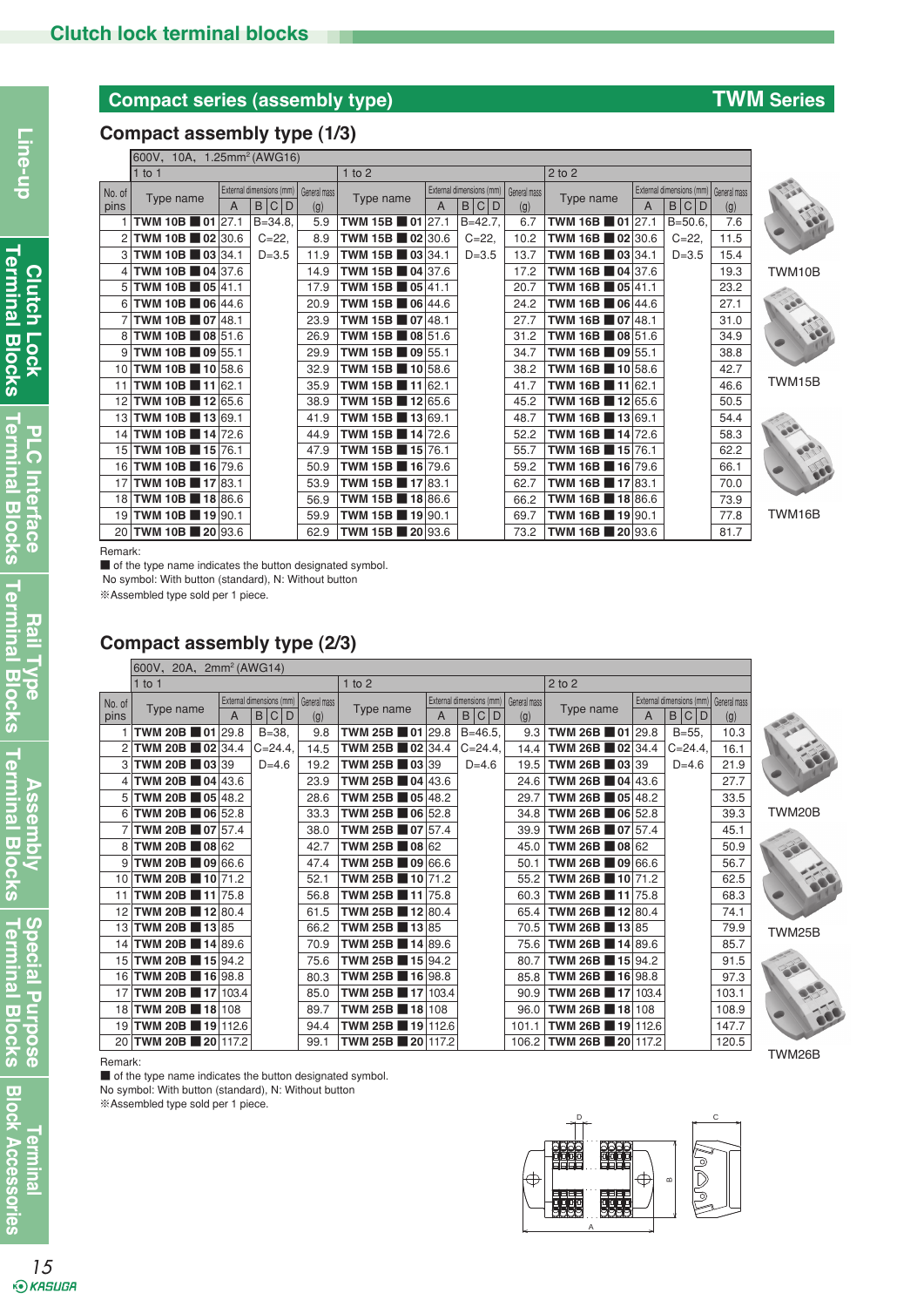# Clutch lock terminal blocks

## Compact series (assembly type) — TWM Series

### Compact assembly type (1/3)

| No. of pins | 600V, 10A, 1.25mm² (AWG16) 1 to 1 Type name | External dimensions (mm) A | B, C, D | General mass (g) | 1 to 2 Type name | External dimensions (mm) A | B, C, D | General mass (g) | 2 to 2 Type name | External dimensions (mm) A | B, C, D | General mass (g) |
|---|---|---|---|---|---|---|---|---|---|---|---|---|
| 1 | TWM 10B ■ 01 | 27.1 | B=34.8, | 5.9 | TWM 15B ■ 01 | 27.1 | B=42.7, | 6.7 | TWM 16B ■ 01 | 27.1 | B=50.6, | 7.6 |
| 2 | TWM 10B ■ 02 | 30.6 | C=22, | 8.9 | TWM 15B ■ 02 | 30.6 | C=22, | 10.2 | TWM 16B ■ 02 | 30.6 | C=22, | 11.5 |
| 3 | TWM 10B ■ 03 | 34.1 | D=3.5 | 11.9 | TWM 15B ■ 03 | 34.1 | D=3.5 | 13.7 | TWM 16B ■ 03 | 34.1 | D=3.5 | 15.4 |
| 4 | TWM 10B ■ 04 | 37.6 | | 14.9 | TWM 15B ■ 04 | 37.6 | | 17.2 | TWM 16B ■ 04 | 37.6 | | 19.3 |
| 5 | TWM 10B ■ 05 | 41.1 | | 17.9 | TWM 15B ■ 05 | 41.1 | | 20.7 | TWM 16B ■ 05 | 41.1 | | 23.2 |
| 6 | TWM 10B ■ 06 | 44.6 | | 20.9 | TWM 15B ■ 06 | 44.6 | | 24.2 | TWM 16B ■ 06 | 44.6 | | 27.1 |
| 7 | TWM 10B ■ 07 | 48.1 | | 23.9 | TWM 15B ■ 07 | 48.1 | | 27.7 | TWM 16B ■ 07 | 48.1 | | 31.0 |
| 8 | TWM 10B ■ 08 | 51.6 | | 26.9 | TWM 15B ■ 08 | 51.6 | | 31.2 | TWM 16B ■ 08 | 51.6 | | 34.9 |
| 9 | TWM 10B ■ 09 | 55.1 | | 29.9 | TWM 15B ■ 09 | 55.1 | | 34.7 | TWM 16B ■ 09 | 55.1 | | 38.8 |
| 10 | TWM 10B ■ 10 | 58.6 | | 32.9 | TWM 15B ■ 10 | 58.6 | | 38.2 | TWM 16B ■ 10 | 58.6 | | 42.7 |
| 11 | TWM 10B ■ 11 | 62.1 | | 35.9 | TWM 15B ■ 11 | 62.1 | | 41.7 | TWM 16B ■ 11 | 62.1 | | 46.6 |
| 12 | TWM 10B ■ 12 | 65.6 | | 38.9 | TWM 15B ■ 12 | 65.6 | | 45.2 | TWM 16B ■ 12 | 65.6 | | 50.5 |
| 13 | TWM 10B ■ 13 | 69.1 | | 41.9 | TWM 15B ■ 13 | 69.1 | | 48.7 | TWM 16B ■ 13 | 69.1 | | 54.4 |
| 14 | TWM 10B ■ 14 | 72.6 | | 44.9 | TWM 15B ■ 14 | 72.6 | | 52.2 | TWM 16B ■ 14 | 72.6 | | 58.3 |
| 15 | TWM 10B ■ 15 | 76.1 | | 47.9 | TWM 15B ■ 15 | 76.1 | | 55.7 | TWM 16B ■ 15 | 76.1 | | 62.2 |
| 16 | TWM 10B ■ 16 | 79.6 | | 50.9 | TWM 15B ■ 16 | 79.6 | | 59.2 | TWM 16B ■ 16 | 79.6 | | 66.1 |
| 17 | TWM 10B ■ 17 | 83.1 | | 53.9 | TWM 15B ■ 17 | 83.1 | | 62.7 | TWM 16B ■ 17 | 83.1 | | 70.0 |
| 18 | TWM 10B ■ 18 | 86.6 | | 56.9 | TWM 15B ■ 18 | 86.6 | | 66.2 | TWM 16B ■ 18 | 86.6 | | 73.9 |
| 19 | TWM 10B ■ 19 | 90.1 | | 59.9 | TWM 15B ■ 19 | 90.1 | | 69.7 | TWM 16B ■ 19 | 90.1 | | 77.8 |
| 20 | TWM 10B ■ 20 | 93.6 | | 62.9 | TWM 15B ■ 20 | 93.6 | | 73.2 | TWM 16B ■ 20 | 93.6 | | 81.7 |

TWM10B

TWM15B

TWM16B

Remark:
■ of the type name indicates the button designated symbol.
No symbol: With button (standard), N: Without button
※Assembled type sold per 1 piece.

### Compact assembly type (2/3)

| No. of pins | 600V, 20A, 2mm² (AWG14) 1 to 1 Type name | External dimensions (mm) A | B, C, D | General mass (g) | 1 to 2 Type name | External dimensions (mm) A | B, C, D | General mass (g) | 2 to 2 Type name | External dimensions (mm) A | B, C, D | General mass (g) |
|---|---|---|---|---|---|---|---|---|---|---|---|---|
| 1 | TWM 20B ■ 01 | 29.8 | B=38, | 9.8 | TWM 25B ■ 01 | 29.8 | B=46.5, | 9.3 | TWM 26B ■ 01 | 29.8 | B=55, | 10.3 |
| 2 | TWM 20B ■ 02 | 34.4 | C=24.4, | 14.5 | TWM 25B ■ 02 | 34.4 | C=24.4, | 14.4 | TWM 26B ■ 02 | 34.4 | C=24.4, | 16.1 |
| 3 | TWM 20B ■ 03 | 39 | D=4.6 | 19.2 | TWM 25B ■ 03 | 39 | D=4.6 | 19.5 | TWM 26B ■ 03 | 39 | D=4.6 | 21.9 |
| 4 | TWM 20B ■ 04 | 43.6 | | 23.9 | TWM 25B ■ 04 | 43.6 | | 24.6 | TWM 26B ■ 04 | 43.6 | | 27.7 |
| 5 | TWM 20B ■ 05 | 48.2 | | 28.6 | TWM 25B ■ 05 | 48.2 | | 29.7 | TWM 26B ■ 05 | 48.2 | | 33.5 |
| 6 | TWM 20B ■ 06 | 52.8 | | 33.3 | TWM 25B ■ 06 | 52.8 | | 34.8 | TWM 26B ■ 06 | 52.8 | | 39.3 |
| 7 | TWM 20B ■ 07 | 57.4 | | 38.0 | TWM 25B ■ 07 | 57.4 | | 39.9 | TWM 26B ■ 07 | 57.4 | | 45.1 |
| 8 | TWM 20B ■ 08 | 62 | | 42.7 | TWM 25B ■ 08 | 62 | | 45.0 | TWM 26B ■ 08 | 62 | | 50.9 |
| 9 | TWM 20B ■ 09 | 66.6 | | 47.4 | TWM 25B ■ 09 | 66.6 | | 50.1 | TWM 26B ■ 09 | 66.6 | | 56.7 |
| 10 | TWM 20B ■ 10 | 71.2 | | 52.1 | TWM 25B ■ 10 | 71.2 | | 55.2 | TWM 26B ■ 10 | 71.2 | | 62.5 |
| 11 | TWM 20B ■ 11 | 75.8 | | 56.8 | TWM 25B ■ 11 | 75.8 | | 60.3 | TWM 26B ■ 11 | 75.8 | | 68.3 |
| 12 | TWM 20B ■ 12 | 80.4 | | 61.5 | TWM 25B ■ 12 | 80.4 | | 65.4 | TWM 26B ■ 12 | 80.4 | | 74.1 |
| 13 | TWM 20B ■ 13 | 85 | | 66.2 | TWM 25B ■ 13 | 85 | | 70.5 | TWM 26B ■ 13 | 85 | | 79.9 |
| 14 | TWM 20B ■ 14 | 89.6 | | 70.9 | TWM 25B ■ 14 | 89.6 | | 75.6 | TWM 26B ■ 14 | 89.6 | | 85.7 |
| 15 | TWM 20B ■ 15 | 94.2 | | 75.6 | TWM 25B ■ 15 | 94.2 | | 80.7 | TWM 26B ■ 15 | 94.2 | | 91.5 |
| 16 | TWM 20B ■ 16 | 98.8 | | 80.3 | TWM 25B ■ 16 | 98.8 | | 85.8 | TWM 26B ■ 16 | 98.8 | | 97.3 |
| 17 | TWM 20B ■ 17 | 103.4 | | 85.0 | TWM 25B ■ 17 | 103.4 | | 90.9 | TWM 26B ■ 17 | 103.4 | | 103.1 |
| 18 | TWM 20B ■ 18 | 108 | | 89.7 | TWM 25B ■ 18 | 108 | | 96.0 | TWM 26B ■ 18 | 108 | | 108.9 |
| 19 | TWM 20B ■ 19 | 112.6 | | 94.4 | TWM 25B ■ 19 | 112.6 | | 101.1 | TWM 26B ■ 19 | 112.6 | | 147.7 |
| 20 | TWM 20B ■ 20 | 117.2 | | 99.1 | TWM 25B ■ 20 | 117.2 | | 106.2 | TWM 26B ■ 20 | 117.2 | | 120.5 |

TWM20B

TWM25B

TWM26B

Remark:
■ of the type name indicates the button designated symbol.
No symbol: With button (standard), N: Without button
※Assembled type sold per 1 piece.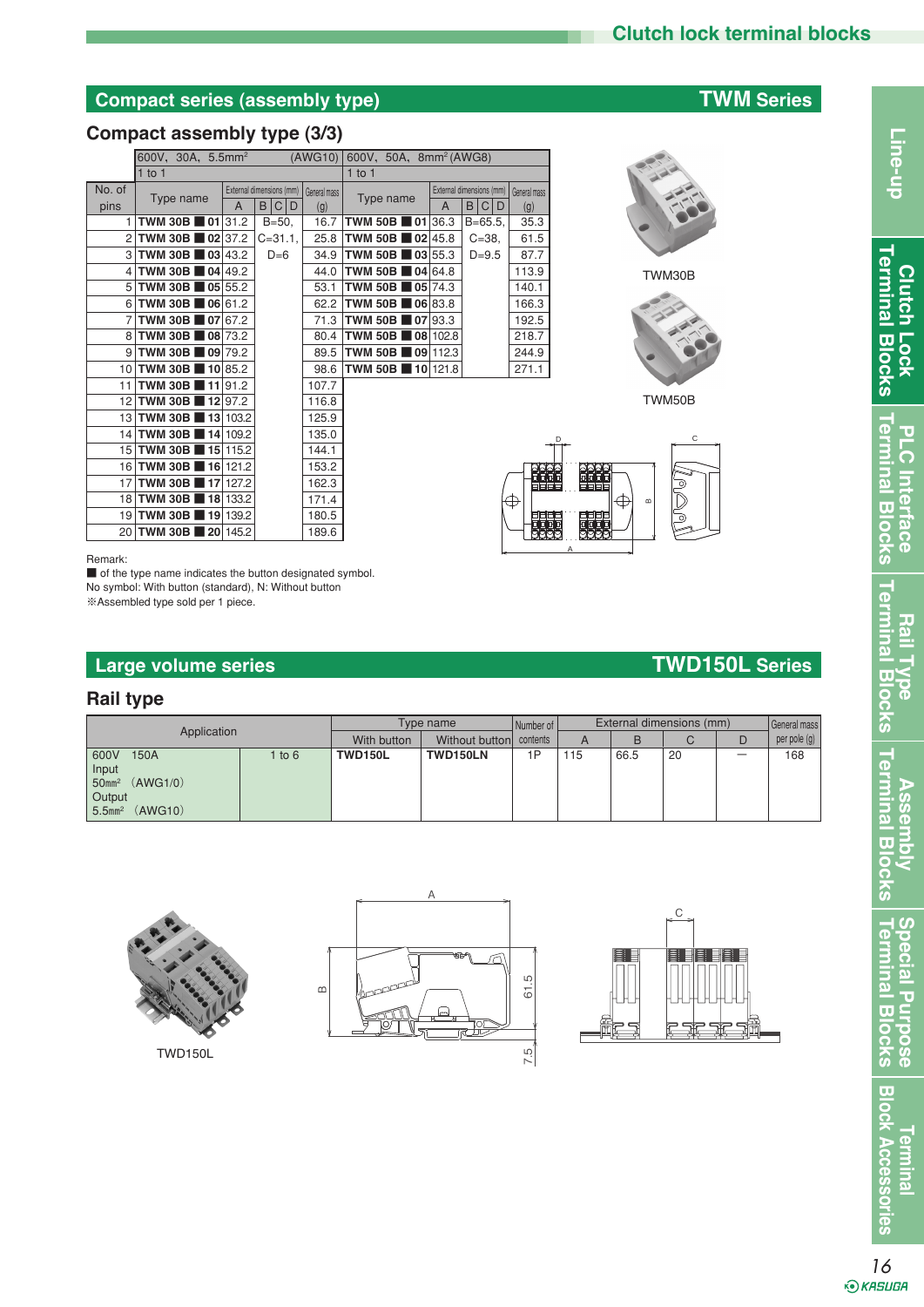## Compact series (assembly type) — TWM Series

### Compact assembly type (3/3)

| No. of pins | 600V, 30A, 5.5mm² (AWG10) 1 to 1 Type name | A | B | C | D | General mass (g) | 600V, 50A, 8mm² (AWG8) 1 to 1 Type name | A | B | C | D | General mass (g) |
|---|---|---|---|---|---|---|---|---|---|---|---|---|
| 1 | TWM 30B ■ 01 | 31.2 | B=50, | C=31.1, | D=6 | 16.7 | TWM 50B ■ 01 | 36.3 | B=65.5, | C=38, | D=9.5 | 35.3 |
| 2 | TWM 30B ■ 02 | 37.2 | | | | 25.8 | TWM 50B ■ 02 | 45.8 | | | | 61.5 |
| 3 | TWM 30B ■ 03 | 43.2 | | | | 34.9 | TWM 50B ■ 03 | 55.3 | | | | 87.7 |
| 4 | TWM 30B ■ 04 | 49.2 | | | | 44.0 | TWM 50B ■ 04 | 64.8 | | | | 113.9 |
| 5 | TWM 30B ■ 05 | 55.2 | | | | 53.1 | TWM 50B ■ 05 | 74.3 | | | | 140.1 |
| 6 | TWM 30B ■ 06 | 61.2 | | | | 62.2 | TWM 50B ■ 06 | 83.8 | | | | 166.3 |
| 7 | TWM 30B ■ 07 | 67.2 | | | | 71.3 | TWM 50B ■ 07 | 93.3 | | | | 192.5 |
| 8 | TWM 30B ■ 08 | 73.2 | | | | 80.4 | TWM 50B ■ 08 | 102.8 | | | | 218.7 |
| 9 | TWM 30B ■ 09 | 79.2 | | | | 89.5 | TWM 50B ■ 09 | 112.3 | | | | 244.9 |
| 10 | TWM 30B ■ 10 | 85.2 | | | | 98.6 | TWM 50B ■ 10 | 121.8 | | | | 271.1 |
| 11 | TWM 30B ■ 11 | 91.2 | | | | 107.7 | | | | | | |
| 12 | TWM 30B ■ 12 | 97.2 | | | | 116.8 | | | | | | |
| 13 | TWM 30B ■ 13 | 103.2 | | | | 125.9 | | | | | | |
| 14 | TWM 30B ■ 14 | 109.2 | | | | 135.0 | | | | | | |
| 15 | TWM 30B ■ 15 | 115.2 | | | | 144.1 | | | | | | |
| 16 | TWM 30B ■ 16 | 121.2 | | | | 153.2 | | | | | | |
| 17 | TWM 30B ■ 17 | 127.2 | | | | 162.3 | | | | | | |
| 18 | TWM 30B ■ 18 | 133.2 | | | | 171.4 | | | | | | |
| 19 | TWM 30B ■ 19 | 139.2 | | | | 180.5 | | | | | | |
| 20 | TWM 30B ■ 20 | 145.2 | | | | 189.6 | | | | | | |

TWM30B

TWM50B

Remark:
■ of the type name indicates the button designated symbol.
No symbol: With button (standard), N: Without button
※Assembled type sold per 1 piece.

## Large volume series — TWD150L Series

### Rail type

| Application | | Type name With button | Type name Without button | Number of contents | A | B | C | D | General mass per pole (g) |
|---|---|---|---|---|---|---|---|---|---|
| 600V 150A Input 50mm² (AWG1/0) Output 5.5mm² (AWG10) | 1 to 6 | TWD150L | TWD150LN | 1P | 115 | 66.5 | 20 | — | 168 |

TWD150L